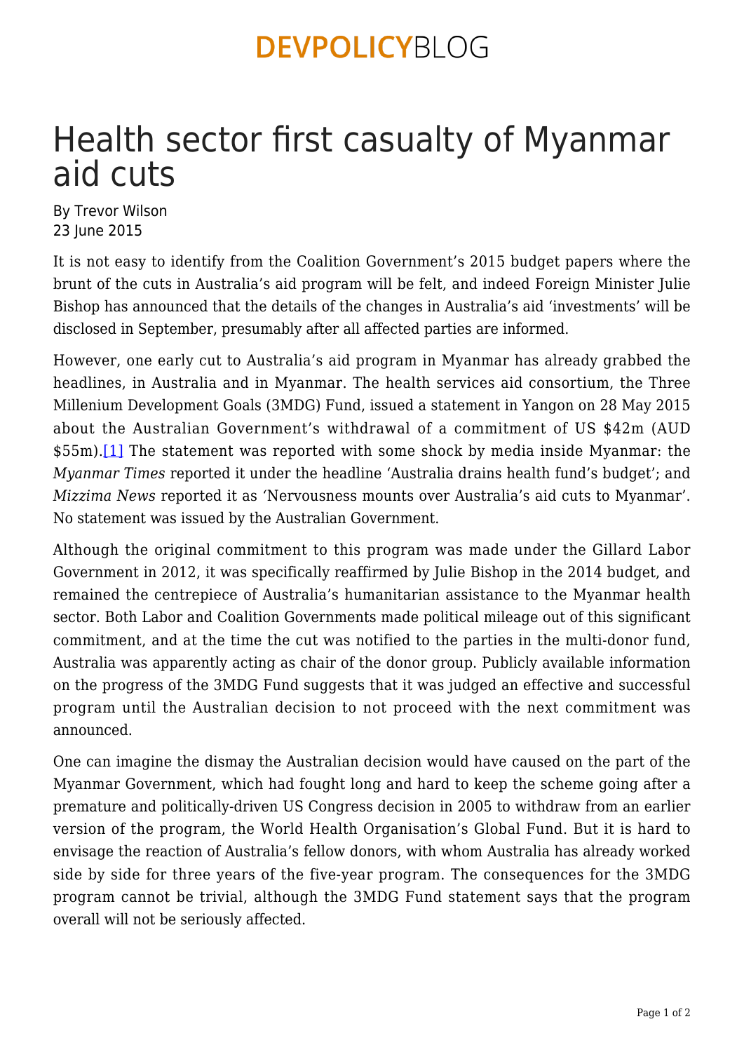# Health sector first casualty of Myanmar aid cuts

By Trevor Wilson
23 June 2015

It is not easy to identify from the Coalition Government's 2015 budget papers where the brunt of the cuts in Australia's aid program will be felt, and indeed Foreign Minister Julie Bishop has announced that the details of the changes in Australia's aid 'investments' will be disclosed in September, presumably after all affected parties are informed.

However, one early cut to Australia's aid program in Myanmar has already grabbed the headlines, in Australia and in Myanmar. The health services aid consortium, the Three Millenium Development Goals (3MDG) Fund, issued a statement in Yangon on 28 May 2015 about the Australian Government's withdrawal of a commitment of US $42m (AUD $55m).[1] The statement was reported with some shock by media inside Myanmar: the *Myanmar Times* reported it under the headline 'Australia drains health fund's budget'; and *Mizzima News* reported it as 'Nervousness mounts over Australia's aid cuts to Myanmar'. No statement was issued by the Australian Government.

Although the original commitment to this program was made under the Gillard Labor Government in 2012, it was specifically reaffirmed by Julie Bishop in the 2014 budget, and remained the centrepiece of Australia's humanitarian assistance to the Myanmar health sector. Both Labor and Coalition Governments made political mileage out of this significant commitment, and at the time the cut was notified to the parties in the multi-donor fund, Australia was apparently acting as chair of the donor group. Publicly available information on the progress of the 3MDG Fund suggests that it was judged an effective and successful program until the Australian decision to not proceed with the next commitment was announced.

One can imagine the dismay the Australian decision would have caused on the part of the Myanmar Government, which had fought long and hard to keep the scheme going after a premature and politically-driven US Congress decision in 2005 to withdraw from an earlier version of the program, the World Health Organisation's Global Fund. But it is hard to envisage the reaction of Australia's fellow donors, with whom Australia has already worked side by side for three years of the five-year program. The consequences for the 3MDG program cannot be trivial, although the 3MDG Fund statement says that the program overall will not be seriously affected.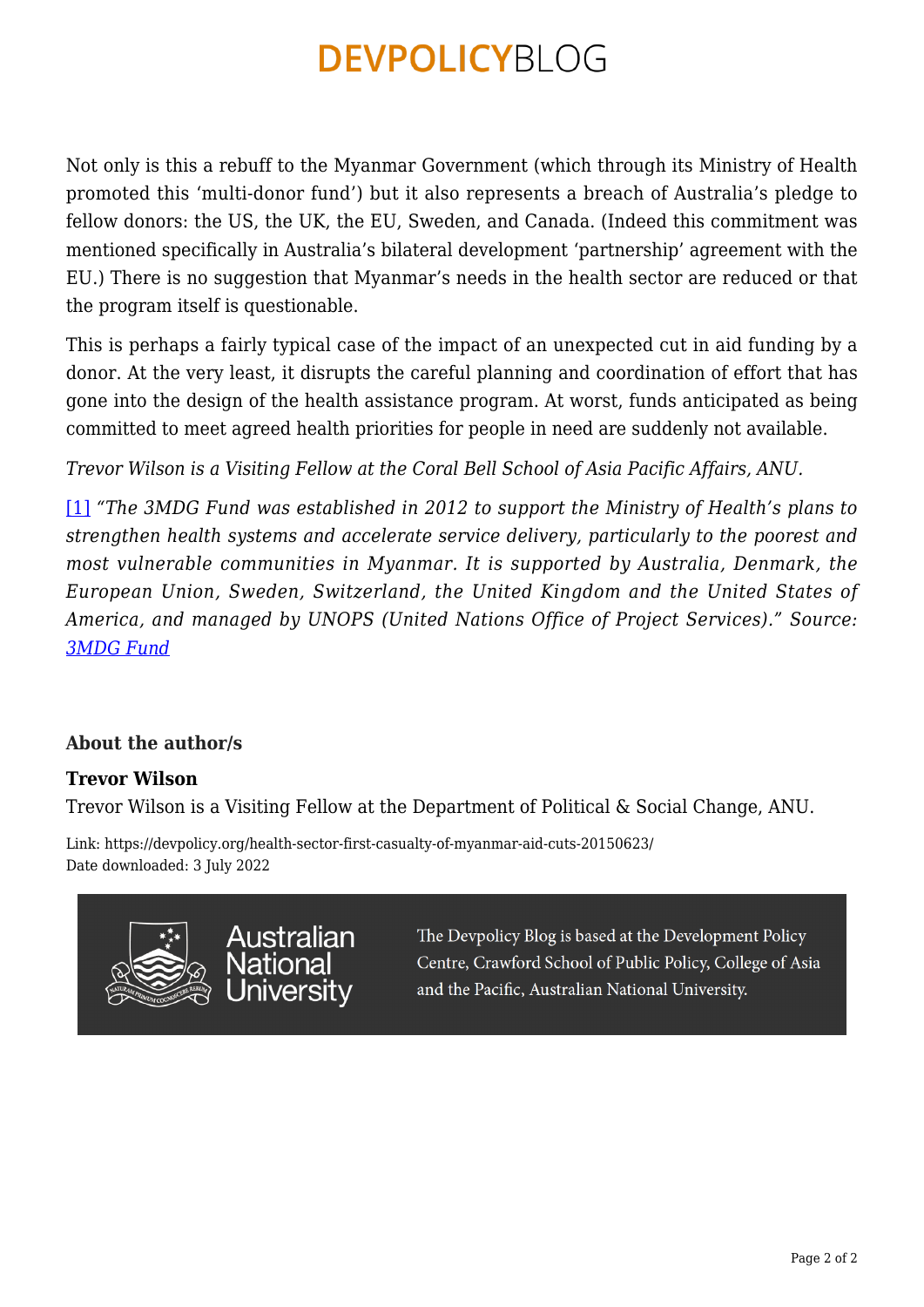Not only is this a rebuff to the Myanmar Government (which through its Ministry of Health promoted this 'multi-donor fund') but it also represents a breach of Australia's pledge to fellow donors: the US, the UK, the EU, Sweden, and Canada. (Indeed this commitment was mentioned specifically in Australia's bilateral development 'partnership' agreement with the EU.) There is no suggestion that Myanmar's needs in the health sector are reduced or that the program itself is questionable.

This is perhaps a fairly typical case of the impact of an unexpected cut in aid funding by a donor. At the very least, it disrupts the careful planning and coordination of effort that has gone into the design of the health assistance program. At worst, funds anticipated as being committed to meet agreed health priorities for people in need are suddenly not available.

*Trevor Wilson is a Visiting Fellow at the Coral Bell School of Asia Pacific Affairs, ANU.*

[1] *"The 3MDG Fund was established in 2012 to support the Ministry of Health's plans to strengthen health systems and accelerate service delivery, particularly to the poorest and most vulnerable communities in Myanmar. It is supported by Australia, Denmark, the European Union, Sweden, Switzerland, the United Kingdom and the United States of America, and managed by UNOPS (United Nations Office of Project Services)." Source: 3MDG Fund*

### About the author/s

**Trevor Wilson**
Trevor Wilson is a Visiting Fellow at the Department of Political & Social Change, ANU.

Link: https://devpolicy.org/health-sector-first-casualty-of-myanmar-aid-cuts-20150623/
Date downloaded: 3 July 2022

Australian National University

The Devpolicy Blog is based at the Development Policy Centre, Crawford School of Public Policy, College of Asia and the Pacific, Australian National University.